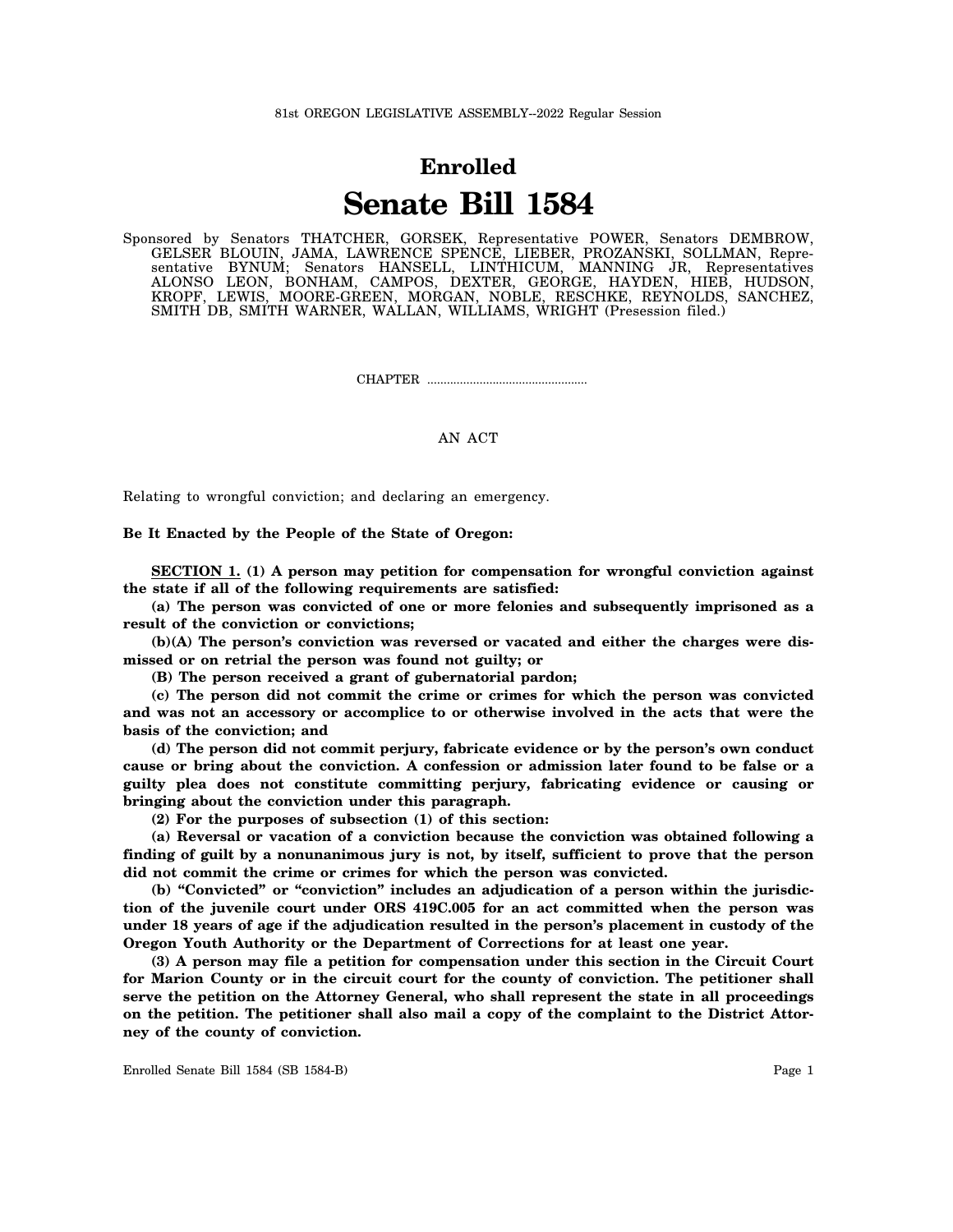81st OREGON LEGISLATIVE ASSEMBLY--2022 Regular Session

# Enrolled

# Senate Bill 1584

Sponsored by Senators THATCHER, GORSEK, Representative POWER, Senators DEMBROW, GELSER BLOUIN, JAMA, LAWRENCE SPENCE, LIEBER, PROZANSKI, SOLLMAN, Representative BYNUM; Senators HANSELL, LINTHICUM, MANNING JR, Representatives ALONSO LEON, BONHAM, CAMPOS, DEXTER, GEORGE, HAYDEN, HIEB, HUDSON, KROPF, LEWIS, MOORE-GREEN, MORGAN, NOBLE, RESCHKE, REYNOLDS, SANCHEZ, SMITH DB, SMITH WARNER, WALLAN, WILLIAMS, WRIGHT (Presession filed.)

CHAPTER ................................................

AN ACT

Relating to wrongful conviction; and declaring an emergency.

**Be It Enacted by the People of the State of Oregon:**

**SECTION 1. (1) A person may petition for compensation for wrongful conviction against the state if all of the following requirements are satisfied:**

**(a) The person was convicted of one or more felonies and subsequently imprisoned as a result of the conviction or convictions;**

**(b)(A) The person's conviction was reversed or vacated and either the charges were dismissed or on retrial the person was found not guilty; or**

**(B) The person received a grant of gubernatorial pardon;**

**(c) The person did not commit the crime or crimes for which the person was convicted and was not an accessory or accomplice to or otherwise involved in the acts that were the basis of the conviction; and**

**(d) The person did not commit perjury, fabricate evidence or by the person's own conduct cause or bring about the conviction. A confession or admission later found to be false or a guilty plea does not constitute committing perjury, fabricating evidence or causing or bringing about the conviction under this paragraph.**

**(2) For the purposes of subsection (1) of this section:**

**(a) Reversal or vacation of a conviction because the conviction was obtained following a finding of guilt by a nonunanimous jury is not, by itself, sufficient to prove that the person did not commit the crime or crimes for which the person was convicted.**

**(b) "Convicted" or "conviction" includes an adjudication of a person within the jurisdiction of the juvenile court under ORS 419C.005 for an act committed when the person was under 18 years of age if the adjudication resulted in the person's placement in custody of the Oregon Youth Authority or the Department of Corrections for at least one year.**

**(3) A person may file a petition for compensation under this section in the Circuit Court for Marion County or in the circuit court for the county of conviction. The petitioner shall serve the petition on the Attorney General, who shall represent the state in all proceedings on the petition. The petitioner shall also mail a copy of the complaint to the District Attorney of the county of conviction.**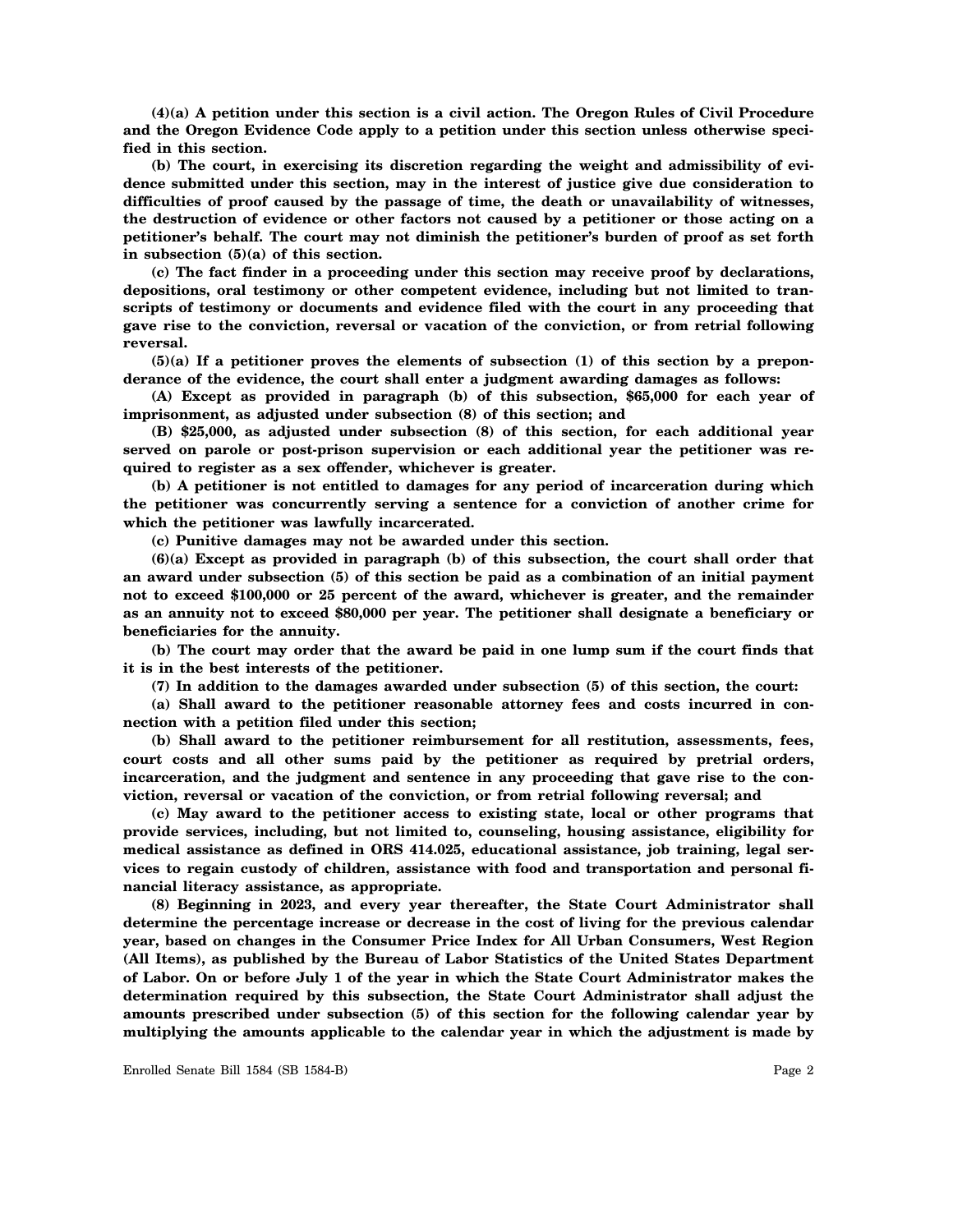**(4)(a) A petition under this section is a civil action. The Oregon Rules of Civil Procedure and the Oregon Evidence Code apply to a petition under this section unless otherwise specified in this section.**

**(b) The court, in exercising its discretion regarding the weight and admissibility of evidence submitted under this section, may in the interest of justice give due consideration to difficulties of proof caused by the passage of time, the death or unavailability of witnesses, the destruction of evidence or other factors not caused by a petitioner or those acting on a petitioner's behalf. The court may not diminish the petitioner's burden of proof as set forth in subsection (5)(a) of this section.**

**(c) The fact finder in a proceeding under this section may receive proof by declarations, depositions, oral testimony or other competent evidence, including but not limited to transcripts of testimony or documents and evidence filed with the court in any proceeding that gave rise to the conviction, reversal or vacation of the conviction, or from retrial following reversal.**

**(5)(a) If a petitioner proves the elements of subsection (1) of this section by a preponderance of the evidence, the court shall enter a judgment awarding damages as follows:**

**(A) Except as provided in paragraph (b) of this subsection, $65,000 for each year of imprisonment, as adjusted under subsection (8) of this section; and**

**(B) $25,000, as adjusted under subsection (8) of this section, for each additional year served on parole or post-prison supervision or each additional year the petitioner was required to register as a sex offender, whichever is greater.**

**(b) A petitioner is not entitled to damages for any period of incarceration during which the petitioner was concurrently serving a sentence for a conviction of another crime for which the petitioner was lawfully incarcerated.**

**(c) Punitive damages may not be awarded under this section.**

**(6)(a) Except as provided in paragraph (b) of this subsection, the court shall order that an award under subsection (5) of this section be paid as a combination of an initial payment not to exceed $100,000 or 25 percent of the award, whichever is greater, and the remainder as an annuity not to exceed $80,000 per year. The petitioner shall designate a beneficiary or beneficiaries for the annuity.**

**(b) The court may order that the award be paid in one lump sum if the court finds that it is in the best interests of the petitioner.**

**(7) In addition to the damages awarded under subsection (5) of this section, the court:**

**(a) Shall award to the petitioner reasonable attorney fees and costs incurred in connection with a petition filed under this section;**

**(b) Shall award to the petitioner reimbursement for all restitution, assessments, fees, court costs and all other sums paid by the petitioner as required by pretrial orders, incarceration, and the judgment and sentence in any proceeding that gave rise to the conviction, reversal or vacation of the conviction, or from retrial following reversal; and**

**(c) May award to the petitioner access to existing state, local or other programs that provide services, including, but not limited to, counseling, housing assistance, eligibility for medical assistance as defined in ORS 414.025, educational assistance, job training, legal services to regain custody of children, assistance with food and transportation and personal financial literacy assistance, as appropriate.**

**(8) Beginning in 2023, and every year thereafter, the State Court Administrator shall determine the percentage increase or decrease in the cost of living for the previous calendar year, based on changes in the Consumer Price Index for All Urban Consumers, West Region (All Items), as published by the Bureau of Labor Statistics of the United States Department of Labor. On or before July 1 of the year in which the State Court Administrator makes the determination required by this subsection, the State Court Administrator shall adjust the amounts prescribed under subsection (5) of this section for the following calendar year by multiplying the amounts applicable to the calendar year in which the adjustment is made by**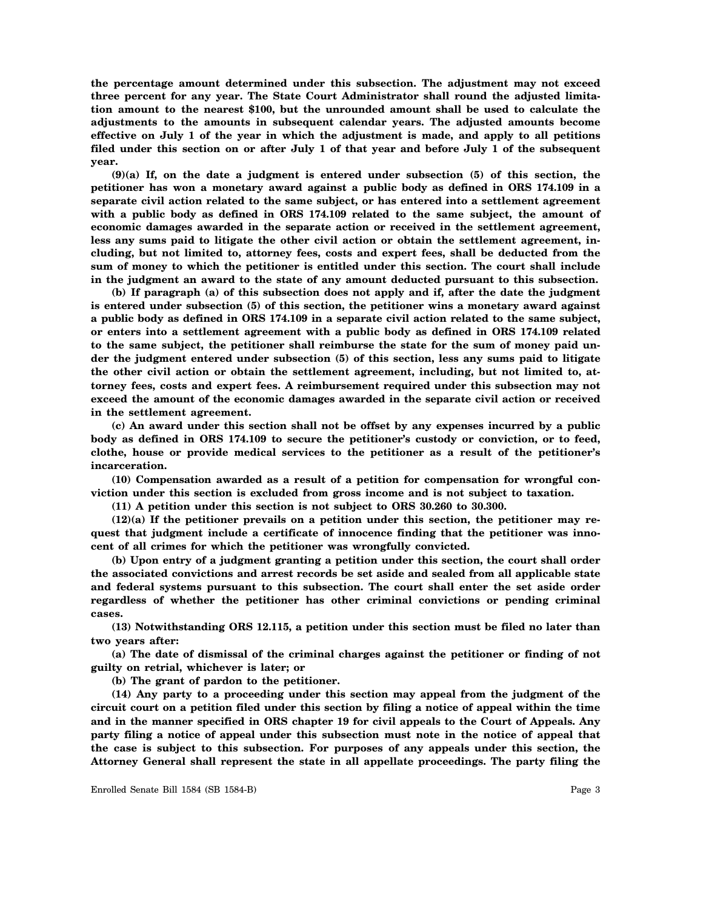**the percentage amount determined under this subsection. The adjustment may not exceed three percent for any year. The State Court Administrator shall round the adjusted limitation amount to the nearest $100, but the unrounded amount shall be used to calculate the adjustments to the amounts in subsequent calendar years. The adjusted amounts become effective on July 1 of the year in which the adjustment is made, and apply to all petitions filed under this section on or after July 1 of that year and before July 1 of the subsequent year.**

**(9)(a) If, on the date a judgment is entered under subsection (5) of this section, the petitioner has won a monetary award against a public body as defined in ORS 174.109 in a separate civil action related to the same subject, or has entered into a settlement agreement with a public body as defined in ORS 174.109 related to the same subject, the amount of economic damages awarded in the separate action or received in the settlement agreement, less any sums paid to litigate the other civil action or obtain the settlement agreement, including, but not limited to, attorney fees, costs and expert fees, shall be deducted from the sum of money to which the petitioner is entitled under this section. The court shall include in the judgment an award to the state of any amount deducted pursuant to this subsection.**

**(b) If paragraph (a) of this subsection does not apply and if, after the date the judgment is entered under subsection (5) of this section, the petitioner wins a monetary award against a public body as defined in ORS 174.109 in a separate civil action related to the same subject, or enters into a settlement agreement with a public body as defined in ORS 174.109 related to the same subject, the petitioner shall reimburse the state for the sum of money paid under the judgment entered under subsection (5) of this section, less any sums paid to litigate the other civil action or obtain the settlement agreement, including, but not limited to, attorney fees, costs and expert fees. A reimbursement required under this subsection may not exceed the amount of the economic damages awarded in the separate civil action or received in the settlement agreement.**

**(c) An award under this section shall not be offset by any expenses incurred by a public body as defined in ORS 174.109 to secure the petitioner's custody or conviction, or to feed, clothe, house or provide medical services to the petitioner as a result of the petitioner's incarceration.**

**(10) Compensation awarded as a result of a petition for compensation for wrongful conviction under this section is excluded from gross income and is not subject to taxation.**

**(11) A petition under this section is not subject to ORS 30.260 to 30.300.**

**(12)(a) If the petitioner prevails on a petition under this section, the petitioner may request that judgment include a certificate of innocence finding that the petitioner was innocent of all crimes for which the petitioner was wrongfully convicted.**

**(b) Upon entry of a judgment granting a petition under this section, the court shall order the associated convictions and arrest records be set aside and sealed from all applicable state and federal systems pursuant to this subsection. The court shall enter the set aside order regardless of whether the petitioner has other criminal convictions or pending criminal cases.**

**(13) Notwithstanding ORS 12.115, a petition under this section must be filed no later than two years after:**

**(a) The date of dismissal of the criminal charges against the petitioner or finding of not guilty on retrial, whichever is later; or**

**(b) The grant of pardon to the petitioner.**

**(14) Any party to a proceeding under this section may appeal from the judgment of the circuit court on a petition filed under this section by filing a notice of appeal within the time and in the manner specified in ORS chapter 19 for civil appeals to the Court of Appeals. Any party filing a notice of appeal under this subsection must note in the notice of appeal that the case is subject to this subsection. For purposes of any appeals under this section, the Attorney General shall represent the state in all appellate proceedings. The party filing the**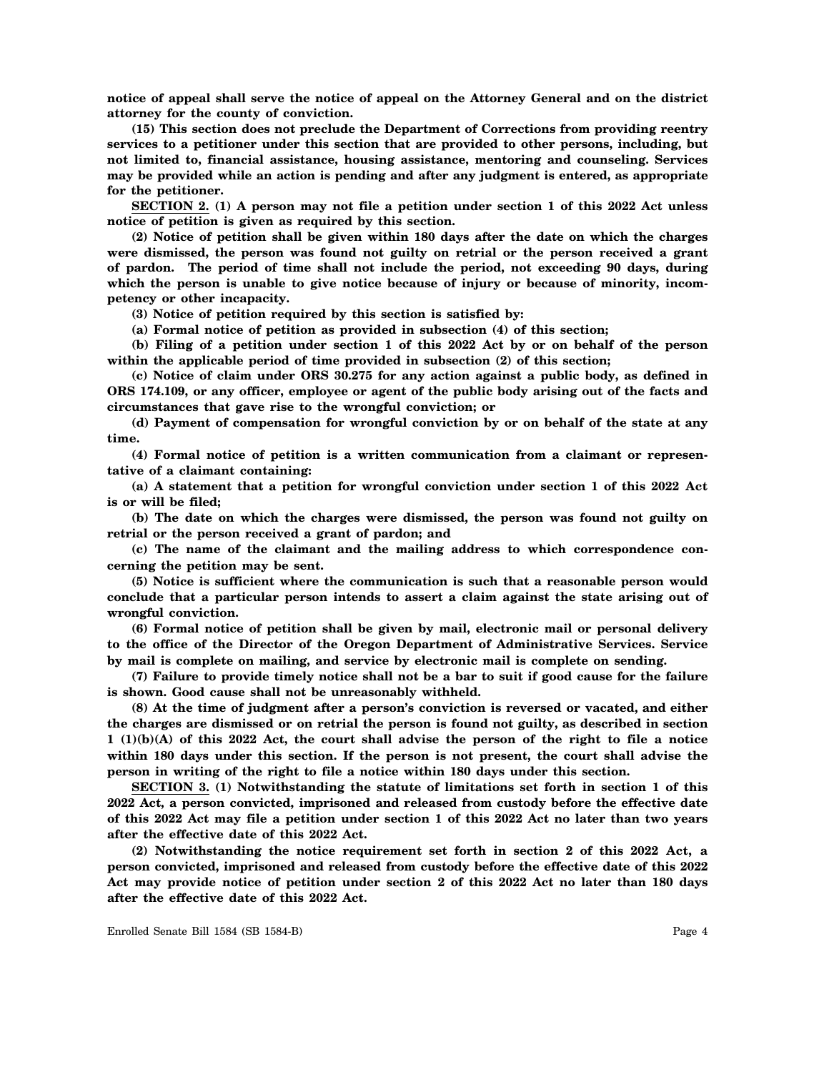**notice of appeal shall serve the notice of appeal on the Attorney General and on the district attorney for the county of conviction.**

**(15) This section does not preclude the Department of Corrections from providing reentry services to a petitioner under this section that are provided to other persons, including, but not limited to, financial assistance, housing assistance, mentoring and counseling. Services may be provided while an action is pending and after any judgment is entered, as appropriate for the petitioner.**

**SECTION 2. (1) A person may not file a petition under section 1 of this 2022 Act unless notice of petition is given as required by this section.**

**(2) Notice of petition shall be given within 180 days after the date on which the charges were dismissed, the person was found not guilty on retrial or the person received a grant of pardon. The period of time shall not include the period, not exceeding 90 days, during which the person is unable to give notice because of injury or because of minority, incompetency or other incapacity.**

**(3) Notice of petition required by this section is satisfied by:**

**(a) Formal notice of petition as provided in subsection (4) of this section;**

**(b) Filing of a petition under section 1 of this 2022 Act by or on behalf of the person within the applicable period of time provided in subsection (2) of this section;**

**(c) Notice of claim under ORS 30.275 for any action against a public body, as defined in ORS 174.109, or any officer, employee or agent of the public body arising out of the facts and circumstances that gave rise to the wrongful conviction; or**

**(d) Payment of compensation for wrongful conviction by or on behalf of the state at any time.**

**(4) Formal notice of petition is a written communication from a claimant or representative of a claimant containing:**

**(a) A statement that a petition for wrongful conviction under section 1 of this 2022 Act is or will be filed;**

**(b) The date on which the charges were dismissed, the person was found not guilty on retrial or the person received a grant of pardon; and**

**(c) The name of the claimant and the mailing address to which correspondence concerning the petition may be sent.**

**(5) Notice is sufficient where the communication is such that a reasonable person would conclude that a particular person intends to assert a claim against the state arising out of wrongful conviction.**

**(6) Formal notice of petition shall be given by mail, electronic mail or personal delivery to the office of the Director of the Oregon Department of Administrative Services. Service by mail is complete on mailing, and service by electronic mail is complete on sending.**

**(7) Failure to provide timely notice shall not be a bar to suit if good cause for the failure is shown. Good cause shall not be unreasonably withheld.**

**(8) At the time of judgment after a person's conviction is reversed or vacated, and either the charges are dismissed or on retrial the person is found not guilty, as described in section 1 (1)(b)(A) of this 2022 Act, the court shall advise the person of the right to file a notice within 180 days under this section. If the person is not present, the court shall advise the person in writing of the right to file a notice within 180 days under this section.**

**SECTION 3. (1) Notwithstanding the statute of limitations set forth in section 1 of this 2022 Act, a person convicted, imprisoned and released from custody before the effective date of this 2022 Act may file a petition under section 1 of this 2022 Act no later than two years after the effective date of this 2022 Act.**

**(2) Notwithstanding the notice requirement set forth in section 2 of this 2022 Act, a person convicted, imprisoned and released from custody before the effective date of this 2022 Act may provide notice of petition under section 2 of this 2022 Act no later than 180 days after the effective date of this 2022 Act.**

Enrolled Senate Bill 1584 (SB 1584-B)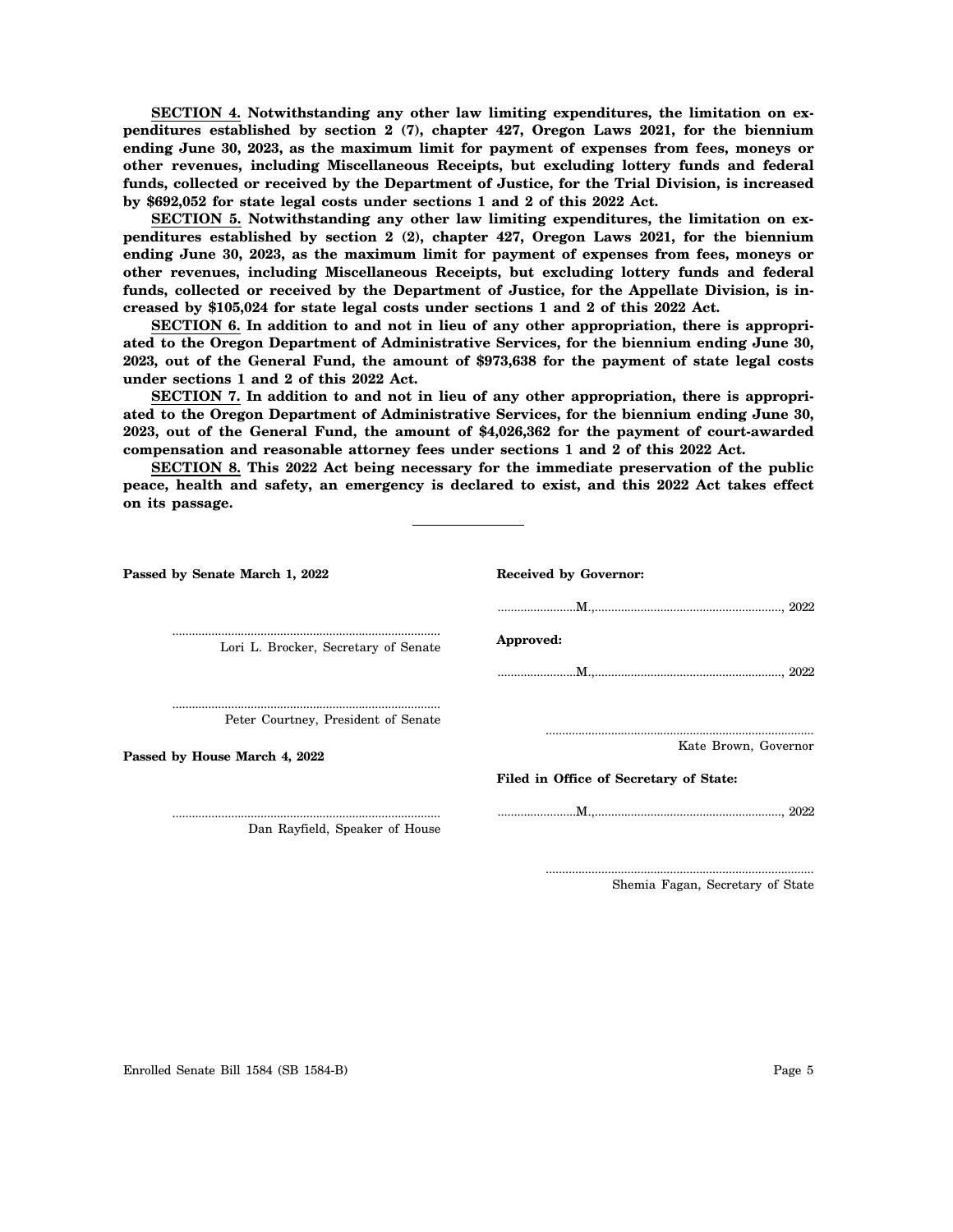**SECTION 4. Notwithstanding any other law limiting expenditures, the limitation on expenditures established by section 2 (7), chapter 427, Oregon Laws 2021, for the biennium ending June 30, 2023, as the maximum limit for payment of expenses from fees, moneys or other revenues, including Miscellaneous Receipts, but excluding lottery funds and federal funds, collected or received by the Department of Justice, for the Trial Division, is increased by $692,052 for state legal costs under sections 1 and 2 of this 2022 Act.**

**SECTION 5. Notwithstanding any other law limiting expenditures, the limitation on expenditures established by section 2 (2), chapter 427, Oregon Laws 2021, for the biennium ending June 30, 2023, as the maximum limit for payment of expenses from fees, moneys or other revenues, including Miscellaneous Receipts, but excluding lottery funds and federal funds, collected or received by the Department of Justice, for the Appellate Division, is increased by $105,024 for state legal costs under sections 1 and 2 of this 2022 Act.**

**SECTION 6. In addition to and not in lieu of any other appropriation, there is appropriated to the Oregon Department of Administrative Services, for the biennium ending June 30, 2023, out of the General Fund, the amount of $973,638 for the payment of state legal costs under sections 1 and 2 of this 2022 Act.**

**SECTION 7. In addition to and not in lieu of any other appropriation, there is appropriated to the Oregon Department of Administrative Services, for the biennium ending June 30, 2023, out of the General Fund, the amount of $4,026,362 for the payment of court-awarded compensation and reasonable attorney fees under sections 1 and 2 of this 2022 Act.**

**SECTION 8. This 2022 Act being necessary for the immediate preservation of the public peace, health and safety, an emergency is declared to exist, and this 2022 Act takes effect on its passage.**

---

**Passed by Senate March 1, 2022**

..................................................................................
Lori L. Brocker, Secretary of Senate

..................................................................................
Peter Courtney, President of Senate

**Passed by House March 4, 2022**

..................................................................................
Dan Rayfield, Speaker of House

**Received by Governor:**

........................M.,........................................................., 2022

**Approved:**

........................M.,........................................................., 2022

..................................................................................
Kate Brown, Governor

**Filed in Office of Secretary of State:**

........................M.,........................................................., 2022

..................................................................................
Shemia Fagan, Secretary of State